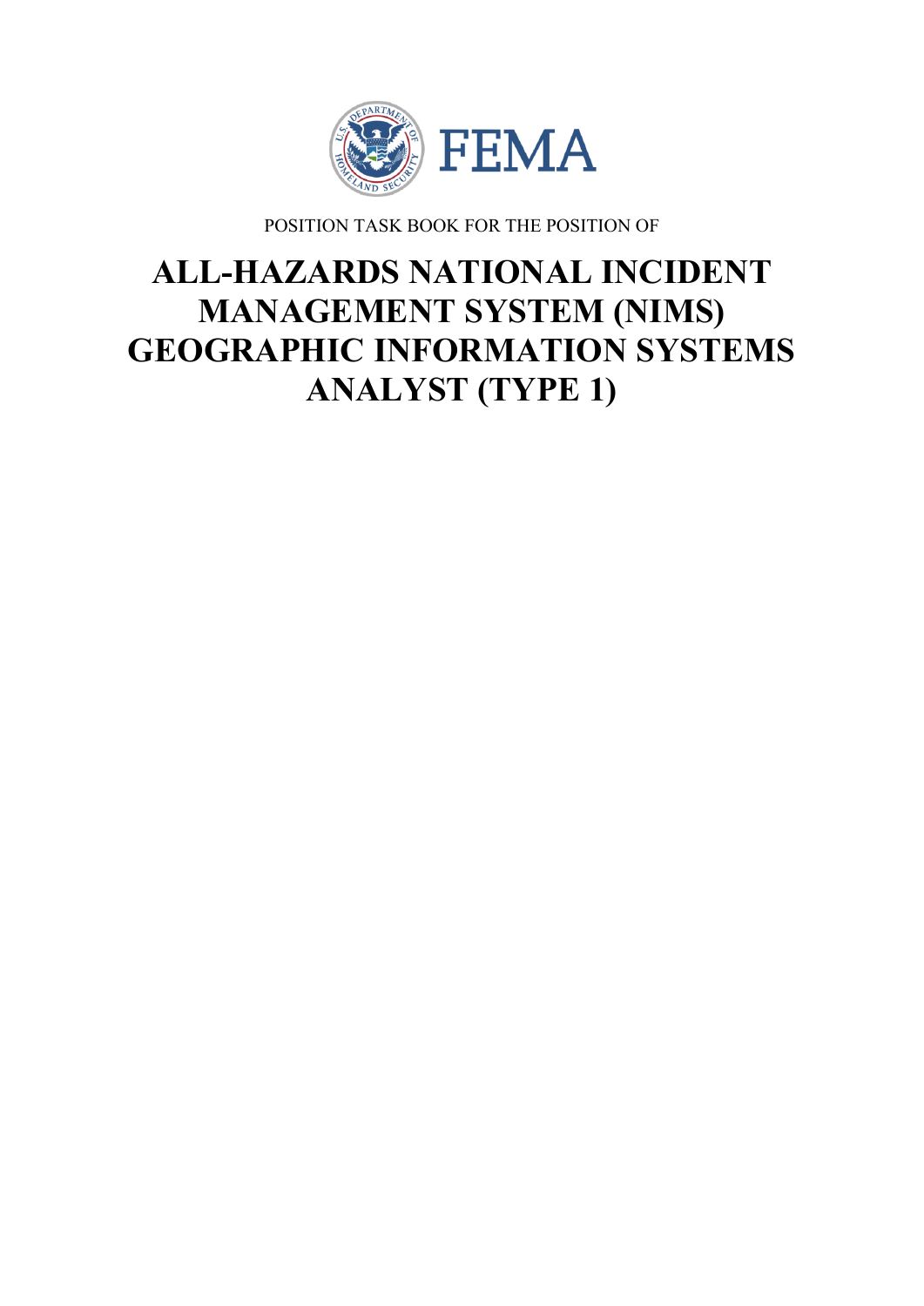FEMA

POSITION TASK BOOK FOR THE POSITION OF

# ALL-HAZARDS NATIONAL INCIDENT MANAGEMENT SYSTEM (NIMS) GEOGRAPHIC INFORMATION SYSTEMS ANALYST (TYPE 1)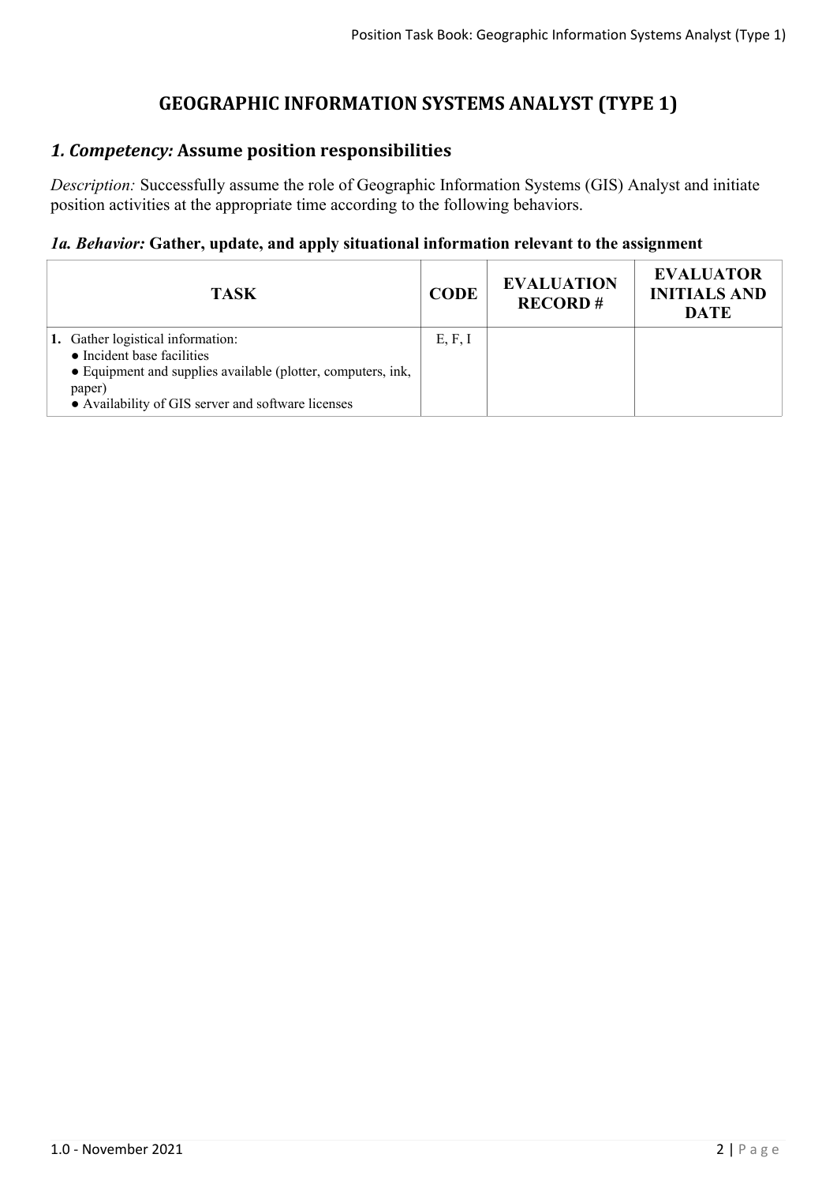# GEOGRAPHIC INFORMATION SYSTEMS ANALYST (TYPE 1)

## *1. Competency:* Assume position responsibilities

*Description:* Successfully assume the role of Geographic Information Systems (GIS) Analyst and initiate position activities at the appropriate time according to the following behaviors.

### *1a. Behavior:* Gather, update, and apply situational information relevant to the assignment

| TASK | CODE | EVALUATION RECORD # | EVALUATOR INITIALS AND DATE |
|---|---|---|---|
| **1.** Gather logistical information:<br>● Incident base facilities<br>● Equipment and supplies available (plotter, computers, ink, paper)<br>● Availability of GIS server and software licenses | E, F, I | | |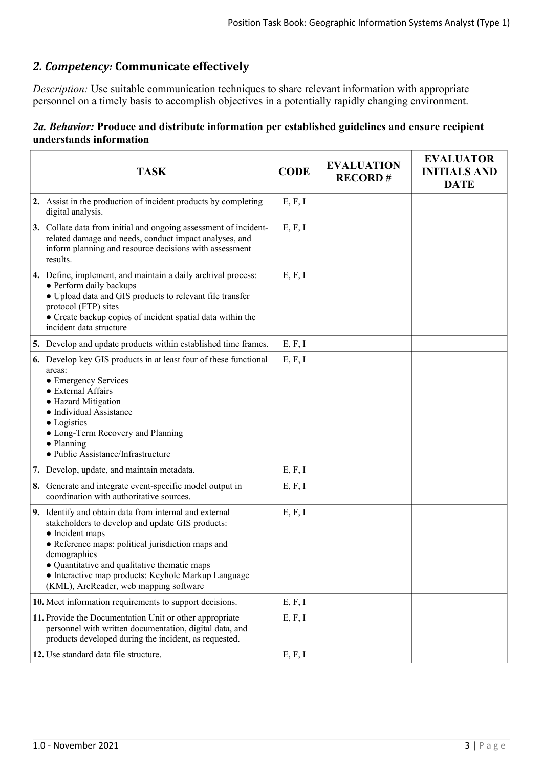## *2. Competency:* Communicate effectively

*Description:* Use suitable communication techniques to share relevant information with appropriate personnel on a timely basis to accomplish objectives in a potentially rapidly changing environment.

### *2a. Behavior:* Produce and distribute information per established guidelines and ensure recipient understands information

| TASK | CODE | EVALUATION RECORD # | EVALUATOR INITIALS AND DATE |
|---|---|---|---|
| **2.** Assist in the production of incident products by completing digital analysis. | E, F, I | | |
| **3.** Collate data from initial and ongoing assessment of incident-related damage and needs, conduct impact analyses, and inform planning and resource decisions with assessment results. | E, F, I | | |
| **4.** Define, implement, and maintain a daily archival process:<br>● Perform daily backups<br>● Upload data and GIS products to relevant file transfer protocol (FTP) sites<br>● Create backup copies of incident spatial data within the incident data structure | E, F, I | | |
| **5.** Develop and update products within established time frames. | E, F, I | | |
| **6.** Develop key GIS products in at least four of these functional areas:<br>● Emergency Services<br>● External Affairs<br>● Hazard Mitigation<br>● Individual Assistance<br>● Logistics<br>● Long-Term Recovery and Planning<br>● Planning<br>● Public Assistance/Infrastructure | E, F, I | | |
| **7.** Develop, update, and maintain metadata. | E, F, I | | |
| **8.** Generate and integrate event-specific model output in coordination with authoritative sources. | E, F, I | | |
| **9.** Identify and obtain data from internal and external stakeholders to develop and update GIS products:<br>● Incident maps<br>● Reference maps: political jurisdiction maps and demographics<br>● Quantitative and qualitative thematic maps<br>● Interactive map products: Keyhole Markup Language (KML), ArcReader, web mapping software | E, F, I | | |
| **10.** Meet information requirements to support decisions. | E, F, I | | |
| **11.** Provide the Documentation Unit or other appropriate personnel with written documentation, digital data, and products developed during the incident, as requested. | E, F, I | | |
| **12.** Use standard data file structure. | E, F, I | | |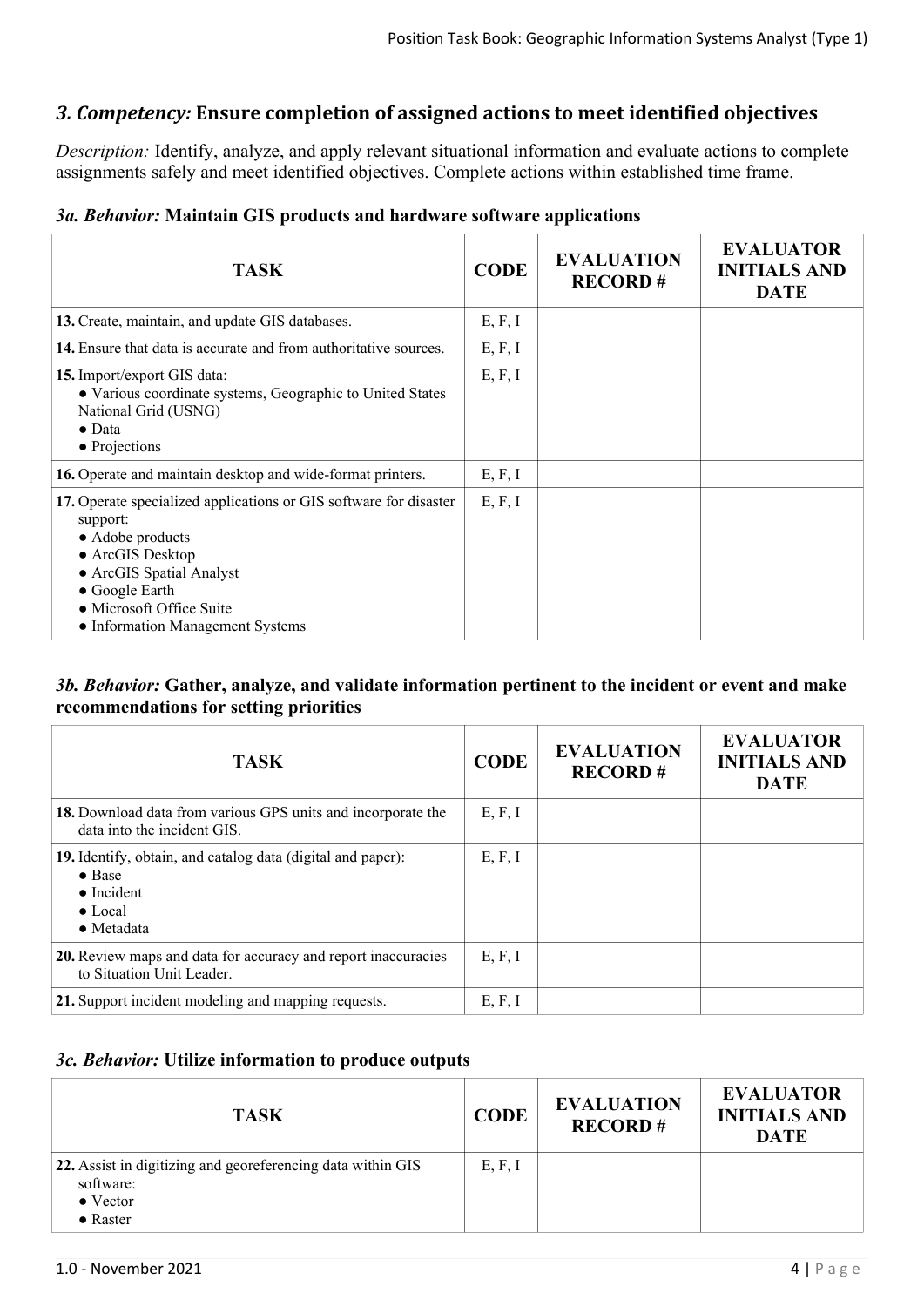## *3. Competency:* Ensure completion of assigned actions to meet identified objectives

*Description:* Identify, analyze, and apply relevant situational information and evaluate actions to complete assignments safely and meet identified objectives. Complete actions within established time frame.

### *3a. Behavior:* Maintain GIS products and hardware software applications

| TASK | CODE | EVALUATION RECORD # | EVALUATOR INITIALS AND DATE |
|---|---|---|---|
| **13.** Create, maintain, and update GIS databases. | E, F, I | | |
| **14.** Ensure that data is accurate and from authoritative sources. | E, F, I | | |
| **15.** Import/export GIS data:<br>● Various coordinate systems, Geographic to United States National Grid (USNG)<br>● Data<br>● Projections | E, F, I | | |
| **16.** Operate and maintain desktop and wide-format printers. | E, F, I | | |
| **17.** Operate specialized applications or GIS software for disaster support:<br>● Adobe products<br>● ArcGIS Desktop<br>● ArcGIS Spatial Analyst<br>● Google Earth<br>● Microsoft Office Suite<br>● Information Management Systems | E, F, I | | |

### *3b. Behavior:* Gather, analyze, and validate information pertinent to the incident or event and make recommendations for setting priorities

| TASK | CODE | EVALUATION RECORD # | EVALUATOR INITIALS AND DATE |
|---|---|---|---|
| **18.** Download data from various GPS units and incorporate the data into the incident GIS. | E, F, I | | |
| **19.** Identify, obtain, and catalog data (digital and paper):<br>● Base<br>● Incident<br>● Local<br>● Metadata | E, F, I | | |
| **20.** Review maps and data for accuracy and report inaccuracies to Situation Unit Leader. | E, F, I | | |
| **21.** Support incident modeling and mapping requests. | E, F, I | | |

### *3c. Behavior:* Utilize information to produce outputs

| TASK | CODE | EVALUATION RECORD # | EVALUATOR INITIALS AND DATE |
|---|---|---|---|
| **22.** Assist in digitizing and georeferencing data within GIS software:<br>● Vector<br>● Raster | E, F, I | | |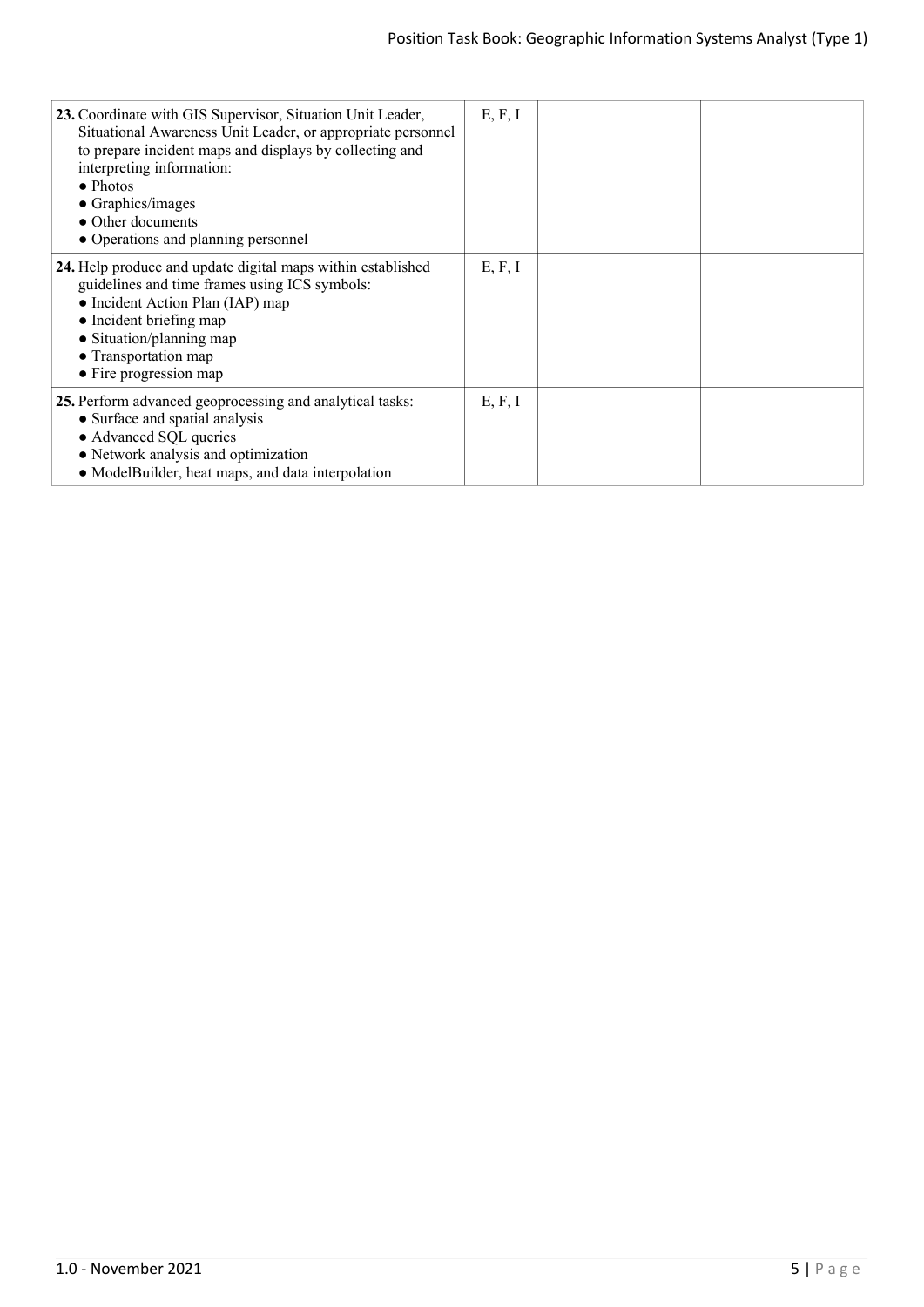| | | | |
|---|---|---|---|
| **23.** Coordinate with GIS Supervisor, Situation Unit Leader, Situational Awareness Unit Leader, or appropriate personnel to prepare incident maps and displays by collecting and interpreting information:<br>● Photos<br>● Graphics/images<br>● Other documents<br>● Operations and planning personnel | E, F, I | | |
| **24.** Help produce and update digital maps within established guidelines and time frames using ICS symbols:<br>● Incident Action Plan (IAP) map<br>● Incident briefing map<br>● Situation/planning map<br>● Transportation map<br>● Fire progression map | E, F, I | | |
| **25.** Perform advanced geoprocessing and analytical tasks:<br>● Surface and spatial analysis<br>● Advanced SQL queries<br>● Network analysis and optimization<br>● ModelBuilder, heat maps, and data interpolation | E, F, I | | |

1.0 - November 2021